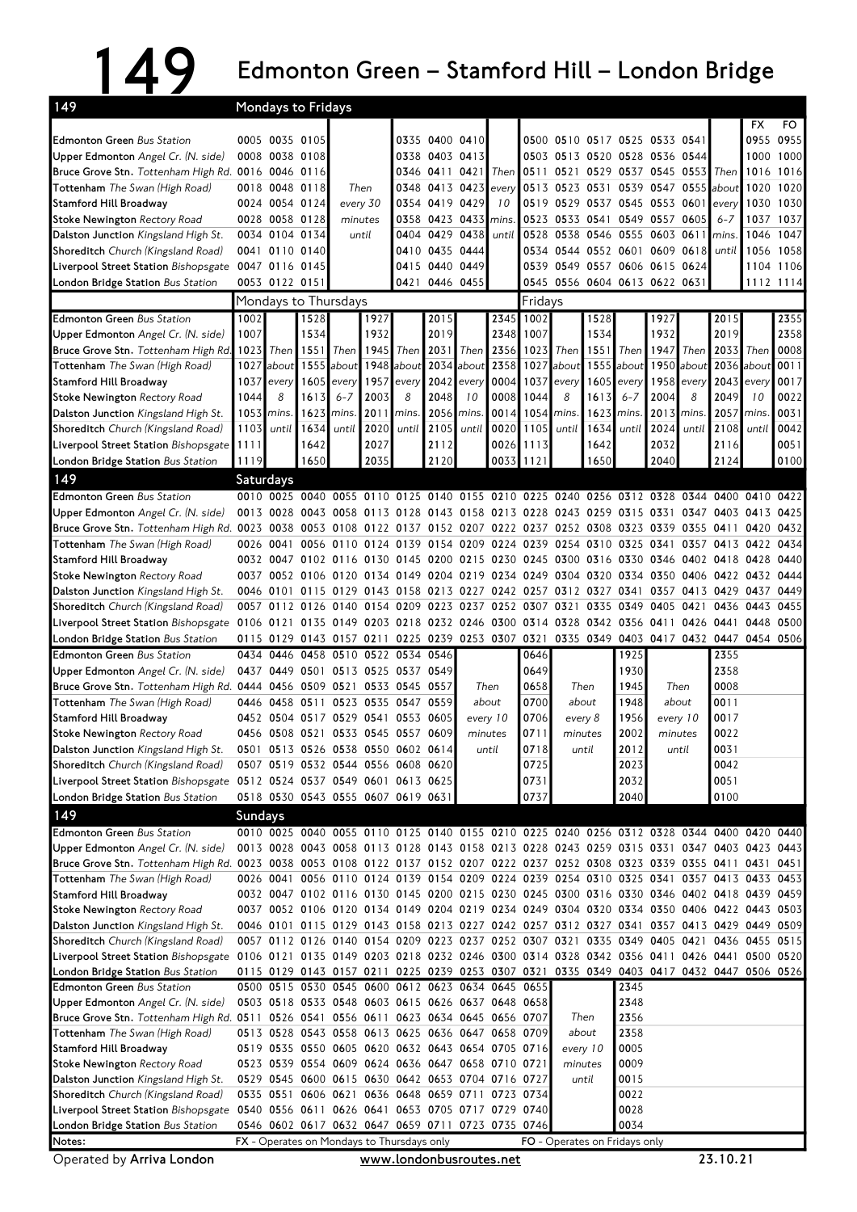# 149 Edmonton Green – Stamford Hill – London Bridge

## Mondays to Fridays

| 149 | | | | | | | | | | | | | | | | | | FX | FO |
|---|---|---|---|---|---|---|---|---|---|---|---|---|---|---|---|---|---|---|---|
| Edmonton Green *Bus Station* | 0005 | 0035 | 0105 | | 0335 | 0400 | 0410 | | 0500 | 0510 | 0517 | 0525 | 0533 | 0541 | | 0955 | 0955 |
| Upper Edmonton *Angel Cr. (N. side)* | 0008 | 0038 | 0108 | | 0338 | 0403 | 0413 | | 0503 | 0513 | 0520 | 0528 | 0536 | 0544 | | 1000 | 1000 |
| Bruce Grove Stn. *Tottenham High Rd.* | 0016 | 0046 | 0116 | Then | 0346 | 0411 | 0421 | Then | 0511 | 0521 | 0529 | 0537 | 0545 | 0553 | Then | 1016 | 1016 |
| Tottenham *The Swan (High Road)* | 0018 | 0048 | 0118 | every 30 | 0348 | 0413 | 0423 | every | 0513 | 0523 | 0531 | 0539 | 0547 | 0555 | about | 1020 | 1020 |
| Stamford Hill Broadway | 0024 | 0054 | 0124 | minutes | 0354 | 0419 | 0429 | 10 | 0519 | 0529 | 0537 | 0545 | 0553 | 0601 | every | 1030 | 1030 |
| Stoke Newington *Rectory Road* | 0028 | 0058 | 0128 | until | 0358 | 0423 | 0433 | mins. | 0523 | 0533 | 0541 | 0549 | 0557 | 0605 | 6-7 | 1037 | 1037 |
| Dalston Junction *Kingsland High St.* | 0034 | 0104 | 0134 | | 0404 | 0429 | 0438 | until | 0528 | 0538 | 0546 | 0555 | 0603 | 0611 | mins. | 1046 | 1047 |
| Shoreditch *Church (Kingsland Road)* | 0041 | 0110 | 0140 | | 0410 | 0435 | 0444 | | 0534 | 0544 | 0552 | 0601 | 0609 | 0618 | until | 1056 | 1058 |
| Liverpool Street Station *Bishopsgate* | 0047 | 0116 | 0145 | | 0415 | 0440 | 0449 | | 0539 | 0549 | 0557 | 0606 | 0615 | 0624 | | 1104 | 1106 |
| London Bridge Station *Bus Station* | 0053 | 0122 | 0151 | | 0421 | 0446 | 0455 | | 0545 | 0556 | 0604 | 0613 | 0622 | 0631 | | 1112 | 1114 |

### Mondays to Thursdays / Fridays

| | Mon–Thu | | | | | | | | | Fri | | | | | | | | |
|---|---|---|---|---|---|---|---|---|---|---|---|---|---|---|---|---|---|---|
| Edmonton Green *Bus Station* | 1002 | | 1528 | | 1927 | | 2015 | | 2345 | 1002 | | 1528 | | 1927 | | 2015 | | 2355 |
| Upper Edmonton *Angel Cr. (N. side)* | 1007 | | 1534 | | 1932 | | 2019 | | 2348 | 1007 | | 1534 | | 1932 | | 2019 | | 2358 |
| Bruce Grove Stn. *Tottenham High Rd.* | 1023 | Then | 1551 | Then | 1945 | Then | 2031 | Then | 2356 | 1023 | Then | 1551 | Then | 1947 | Then | 2033 | Then | 0008 |
| Tottenham *The Swan (High Road)* | 1027 | about | 1555 | about | 1948 | about | 2034 | about | 2358 | 1027 | about | 1555 | about | 1950 | about | 2036 | about | 0011 |
| Stamford Hill Broadway | 1037 | every | 1605 | every | 1957 | every | 2042 | every | 0004 | 1037 | every | 1605 | every | 1958 | every | 2043 | every | 0017 |
| Stoke Newington *Rectory Road* | 1044 | 8 | 1613 | 6-7 | 2003 | 8 | 2048 | 10 | 0008 | 1044 | 8 | 1613 | 6-7 | 2004 | 8 | 2049 | 10 | 0022 |
| Dalston Junction *Kingsland High St.* | 1053 | mins. | 1623 | mins. | 2011 | mins. | 2056 | mins. | 0014 | 1054 | mins. | 1623 | mins. | 2013 | mins. | 2057 | mins. | 0031 |
| Shoreditch *Church (Kingsland Road)* | 1103 | until | 1634 | until | 2020 | until | 2105 | until | 0020 | 1105 | until | 1634 | until | 2024 | until | 2108 | until | 0042 |
| Liverpool Street Station *Bishopsgate* | 1111 | | 1642 | | 2027 | | 2112 | | 0026 | 1113 | | 1642 | | 2032 | | 2116 | | 0051 |
| London Bridge Station *Bus Station* | 1119 | | 1650 | | 2035 | | 2120 | | 0033 | 1121 | | 1650 | | 2040 | | 2124 | | 0100 |

## Saturdays

| 149 | | | | | | | | | | | | | | | | | | |
|---|---|---|---|---|---|---|---|---|---|---|---|---|---|---|---|---|---|---|
| Edmonton Green *Bus Station* | 0010 | 0025 | 0040 | 0055 | 0110 | 0125 | 0140 | 0155 | 0210 | 0225 | 0240 | 0256 | 0312 | 0328 | 0344 | 0400 | 0410 | 0422 |
| Upper Edmonton *Angel Cr. (N. side)* | 0013 | 0028 | 0043 | 0058 | 0113 | 0128 | 0143 | 0158 | 0213 | 0228 | 0243 | 0259 | 0315 | 0331 | 0347 | 0403 | 0413 | 0425 |
| Bruce Grove Stn. *Tottenham High Rd.* | 0023 | 0038 | 0053 | 0108 | 0122 | 0137 | 0152 | 0207 | 0222 | 0237 | 0252 | 0308 | 0323 | 0339 | 0355 | 0411 | 0420 | 0432 |
| Tottenham *The Swan (High Road)* | 0026 | 0041 | 0056 | 0110 | 0124 | 0139 | 0154 | 0209 | 0224 | 0239 | 0254 | 0310 | 0325 | 0341 | 0357 | 0413 | 0422 | 0434 |
| Stamford Hill Broadway | 0032 | 0047 | 0102 | 0116 | 0130 | 0145 | 0200 | 0215 | 0230 | 0245 | 0300 | 0316 | 0330 | 0346 | 0402 | 0418 | 0428 | 0440 |
| Stoke Newington *Rectory Road* | 0037 | 0052 | 0106 | 0120 | 0134 | 0149 | 0204 | 0219 | 0234 | 0249 | 0304 | 0320 | 0334 | 0350 | 0406 | 0422 | 0432 | 0444 |
| Dalston Junction *Kingsland High St.* | 0046 | 0101 | 0115 | 0129 | 0143 | 0158 | 0213 | 0227 | 0242 | 0257 | 0312 | 0327 | 0341 | 0357 | 0413 | 0429 | 0437 | 0449 |
| Shoreditch *Church (Kingsland Road)* | 0057 | 0112 | 0126 | 0140 | 0154 | 0209 | 0223 | 0237 | 0252 | 0307 | 0321 | 0335 | 0349 | 0405 | 0421 | 0436 | 0443 | 0455 |
| Liverpool Street Station *Bishopsgate* | 0106 | 0121 | 0135 | 0149 | 0203 | 0218 | 0232 | 0246 | 0300 | 0314 | 0328 | 0342 | 0356 | 0411 | 0426 | 0441 | 0448 | 0500 |
| London Bridge Station *Bus Station* | 0115 | 0129 | 0143 | 0157 | 0211 | 0225 | 0239 | 0253 | 0307 | 0321 | 0335 | 0349 | 0403 | 0417 | 0432 | 0447 | 0454 | 0506 |

| | | | | | | | | | | | | | |
|---|---|---|---|---|---|---|---|---|---|---|---|---|---|
| Edmonton Green *Bus Station* | 0434 | 0446 | 0458 | 0510 | 0522 | 0534 | 0546 | | 0646 | | 1925 | | 2355 |
| Upper Edmonton *Angel Cr. (N. side)* | 0437 | 0449 | 0501 | 0513 | 0525 | 0537 | 0549 | | 0649 | | 1930 | | 2358 |
| Bruce Grove Stn. *Tottenham High Rd.* | 0444 | 0456 | 0509 | 0521 | 0533 | 0545 | 0557 | Then | 0658 | Then | 1945 | Then | 0008 |
| Tottenham *The Swan (High Road)* | 0446 | 0458 | 0511 | 0523 | 0535 | 0547 | 0559 | about | 0700 | about | 1948 | about | 0011 |
| Stamford Hill Broadway | 0452 | 0504 | 0517 | 0529 | 0541 | 0553 | 0605 | every 10 | 0706 | every 8 | 1956 | every 10 | 0017 |
| Stoke Newington *Rectory Road* | 0456 | 0508 | 0521 | 0533 | 0545 | 0557 | 0609 | minutes | 0711 | minutes | 2002 | minutes | 0022 |
| Dalston Junction *Kingsland High St.* | 0501 | 0513 | 0526 | 0538 | 0550 | 0602 | 0614 | until | 0718 | until | 2012 | until | 0031 |
| Shoreditch *Church (Kingsland Road)* | 0507 | 0519 | 0532 | 0544 | 0556 | 0608 | 0620 | | 0725 | | 2023 | | 0042 |
| Liverpool Street Station *Bishopsgate* | 0512 | 0524 | 0537 | 0549 | 0601 | 0613 | 0625 | | 0731 | | 2032 | | 0051 |
| London Bridge Station *Bus Station* | 0518 | 0530 | 0543 | 0555 | 0607 | 0619 | 0631 | | 0737 | | 2040 | | 0100 |

## Sundays

| 149 | | | | | | | | | | | | | | | | | | |
|---|---|---|---|---|---|---|---|---|---|---|---|---|---|---|---|---|---|---|
| Edmonton Green *Bus Station* | 0010 | 0025 | 0040 | 0055 | 0110 | 0125 | 0140 | 0155 | 0210 | 0225 | 0240 | 0256 | 0312 | 0328 | 0344 | 0400 | 0420 | 0440 |
| Upper Edmonton *Angel Cr. (N. side)* | 0013 | 0028 | 0043 | 0058 | 0113 | 0128 | 0143 | 0158 | 0213 | 0228 | 0243 | 0259 | 0315 | 0331 | 0347 | 0403 | 0423 | 0443 |
| Bruce Grove Stn. *Tottenham High Rd.* | 0023 | 0038 | 0053 | 0108 | 0122 | 0137 | 0152 | 0207 | 0222 | 0237 | 0252 | 0308 | 0323 | 0339 | 0355 | 0411 | 0431 | 0451 |
| Tottenham *The Swan (High Road)* | 0026 | 0041 | 0056 | 0110 | 0124 | 0139 | 0154 | 0209 | 0224 | 0239 | 0254 | 0310 | 0325 | 0341 | 0357 | 0413 | 0433 | 0453 |
| Stamford Hill Broadway | 0032 | 0047 | 0102 | 0116 | 0130 | 0145 | 0200 | 0215 | 0230 | 0245 | 0300 | 0316 | 0330 | 0346 | 0402 | 0418 | 0439 | 0459 |
| Stoke Newington *Rectory Road* | 0037 | 0052 | 0106 | 0120 | 0134 | 0149 | 0204 | 0219 | 0234 | 0249 | 0304 | 0320 | 0334 | 0350 | 0406 | 0422 | 0443 | 0503 |
| Dalston Junction *Kingsland High St.* | 0046 | 0101 | 0115 | 0129 | 0143 | 0158 | 0213 | 0227 | 0242 | 0257 | 0312 | 0327 | 0341 | 0357 | 0413 | 0429 | 0449 | 0509 |
| Shoreditch *Church (Kingsland Road)* | 0057 | 0112 | 0126 | 0140 | 0154 | 0209 | 0223 | 0237 | 0252 | 0307 | 0321 | 0335 | 0349 | 0405 | 0421 | 0436 | 0455 | 0515 |
| Liverpool Street Station *Bishopsgate* | 0106 | 0121 | 0135 | 0149 | 0203 | 0218 | 0232 | 0246 | 0300 | 0314 | 0328 | 0342 | 0356 | 0411 | 0426 | 0441 | 0500 | 0520 |
| London Bridge Station *Bus Station* | 0115 | 0129 | 0143 | 0157 | 0211 | 0225 | 0239 | 0253 | 0307 | 0321 | 0335 | 0349 | 0403 | 0417 | 0432 | 0447 | 0506 | 0526 |

| | | | | | | | | | | | | |
|---|---|---|---|---|---|---|---|---|---|---|---|---|
| Edmonton Green *Bus Station* | 0500 | 0515 | 0530 | 0545 | 0600 | 0612 | 0623 | 0634 | 0645 | 0655 | | 2345 |
| Upper Edmonton *Angel Cr. (N. side)* | 0503 | 0518 | 0533 | 0548 | 0603 | 0615 | 0626 | 0637 | 0648 | 0658 | | 2348 |
| Bruce Grove Stn. *Tottenham High Rd.* | 0511 | 0526 | 0541 | 0556 | 0611 | 0623 | 0634 | 0645 | 0656 | 0707 | Then | 2356 |
| Tottenham *The Swan (High Road)* | 0513 | 0528 | 0543 | 0558 | 0613 | 0625 | 0636 | 0647 | 0658 | 0709 | about | 2358 |
| Stamford Hill Broadway | 0519 | 0535 | 0550 | 0605 | 0620 | 0632 | 0643 | 0654 | 0705 | 0716 | every 10 | 0005 |
| Stoke Newington *Rectory Road* | 0523 | 0539 | 0554 | 0609 | 0624 | 0636 | 0647 | 0658 | 0710 | 0721 | minutes | 0009 |
| Dalston Junction *Kingsland High St.* | 0529 | 0545 | 0600 | 0615 | 0630 | 0642 | 0653 | 0704 | 0716 | 0727 | until | 0015 |
| Shoreditch *Church (Kingsland Road)* | 0535 | 0551 | 0606 | 0621 | 0636 | 0648 | 0659 | 0711 | 0723 | 0734 | | 0022 |
| Liverpool Street Station *Bishopsgate* | 0540 | 0556 | 0611 | 0626 | 0641 | 0653 | 0705 | 0717 | 0729 | 0740 | | 0028 |
| London Bridge Station *Bus Station* | 0546 | 0602 | 0617 | 0632 | 0647 | 0659 | 0711 | 0723 | 0735 | 0746 | | 0034 |

**Notes:**
FX - Operates on Mondays to Thursdays only
FO - Operates on Fridays only

Operated by **Arriva London** — www.londonbusroutes.net — 23.10.21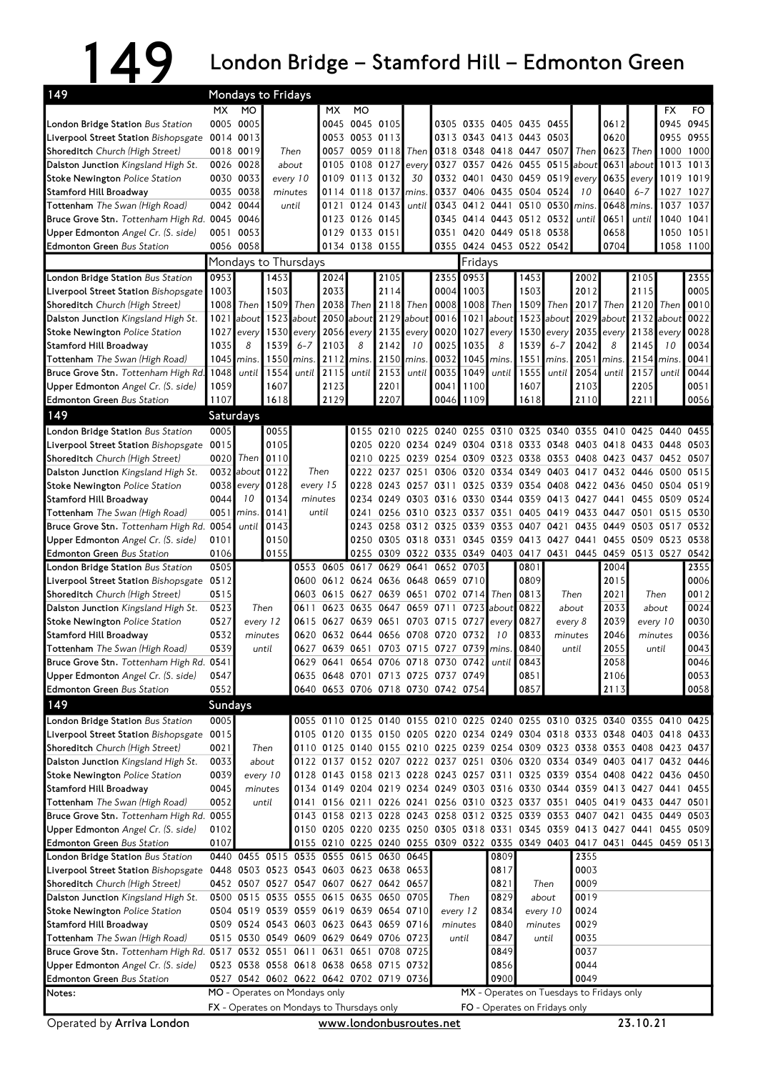# 149 London Bridge – Stamford Hill – Edmonton Green

## 149 Mondays to Fridays

| Stop | MX | MO | | MX | MO | | | | | | | | | | | | FX | FO |
|---|---|---|---|---|---|---|---|---|---|---|---|---|---|---|---|---|---|---|
| London Bridge Station Bus Station | 0005 | 0005 | | 0045 | 0045 | 0105 | | 0305 | 0335 | 0405 | 0435 | 0455 | | 0612 | | 0945 | 0945 |
| Liverpool Street Station Bishopsgate | 0014 | 0013 | | 0053 | 0053 | 0113 | | 0313 | 0343 | 0413 | 0443 | 0503 | | 0620 | | 0955 | 0955 |
| Shoreditch Church (High Street) | 0018 | 0019 | Then about every 10 minutes until | 0057 | 0059 | 0118 | Then every 30 mins. until | 0318 | 0348 | 0418 | 0447 | 0507 | Then about every 10 mins. until | 0623 | Then about every 6-7 mins. until | 1000 | 1000 |
| Dalston Junction Kingsland High St. | 0026 | 0028 | | 0105 | 0108 | 0127 | | 0327 | 0357 | 0426 | 0455 | 0515 | | 0631 | | 1013 | 1013 |
| Stoke Newington Police Station | 0030 | 0033 | | 0109 | 0113 | 0132 | | 0332 | 0401 | 0430 | 0459 | 0519 | | 0635 | | 1019 | 1019 |
| Stamford Hill Broadway | 0035 | 0038 | | 0114 | 0118 | 0137 | | 0337 | 0406 | 0435 | 0504 | 0524 | | 0640 | | 1027 | 1027 |
| Tottenham The Swan (High Road) | 0042 | 0044 | | 0121 | 0124 | 0143 | | 0343 | 0412 | 0441 | 0510 | 0530 | | 0648 | | 1037 | 1037 |
| Bruce Grove Stn. Tottenham High Rd. | 0045 | 0046 | | 0123 | 0126 | 0145 | | 0345 | 0414 | 0443 | 0512 | 0532 | | 0651 | | 1040 | 1041 |
| Upper Edmonton Angel Cr. (S. side) | 0051 | 0053 | | 0129 | 0133 | 0151 | | 0351 | 0420 | 0449 | 0518 | 0538 | | 0658 | | 1050 | 1051 |
| Edmonton Green Bus Station | 0056 | 0058 | | 0134 | 0138 | 0155 | | 0355 | 0424 | 0453 | 0522 | 0542 | | 0704 | | 1058 | 1100 |

| Stop | Mondays to Thursdays | | | | | | | | | Fridays | | | | | | | | |
|---|---|---|---|---|---|---|---|---|---|---|---|---|---|---|---|---|---|---|
| London Bridge Station Bus Station | 0953 | | 1453 | | 2024 | | 2105 | | 2355 | 0953 | | 1453 | | 2002 | | 2105 | | 2355 |
| Liverpool Street Station Bishopsgate | 1003 | | 1503 | | 2033 | | 2114 | | 0004 | 1003 | | 1503 | | 2012 | | 2115 | | 0005 |
| Shoreditch Church (High Street) | 1008 | Then about every 8 mins. until | 1509 | Then about every 6-7 mins. until | 2038 | Then about every 8 mins. until | 2118 | Then about every 10 mins. until | 0008 | 1008 | Then about every 8 mins. until | 1509 | Then about every 6-7 mins. until | 2017 | Then about every 8 mins. until | 2120 | Then about every 10 mins. until | 0010 |
| Dalston Junction Kingsland High St. | 1021 | | 1523 | | 2050 | | 2129 | | 0016 | 1021 | | 1523 | | 2029 | | 2132 | | 0022 |
| Stoke Newington Police Station | 1027 | | 1530 | | 2056 | | 2135 | | 0020 | 1027 | | 1530 | | 2035 | | 2138 | | 0028 |
| Stamford Hill Broadway | 1035 | | 1539 | | 2103 | | 2142 | | 0025 | 1035 | | 1539 | | 2042 | | 2145 | | 0034 |
| Tottenham The Swan (High Road) | 1045 | | 1550 | | 2112 | | 2150 | | 0032 | 1045 | | 1551 | | 2051 | | 2154 | | 0041 |
| Bruce Grove Stn. Tottenham High Rd. | 1048 | | 1554 | | 2115 | | 2153 | | 0035 | 1049 | | 1555 | | 2054 | | 2157 | | 0044 |
| Upper Edmonton Angel Cr. (S. side) | 1059 | | 1607 | | 2123 | | 2201 | | 0041 | 1100 | | 1607 | | 2103 | | 2205 | | 0051 |
| Edmonton Green Bus Station | 1107 | | 1618 | | 2129 | | 2207 | | 0046 | 1109 | | 1618 | | 2110 | | 2211 | | 0056 |

## 149 Saturdays

| Stop | | | | | | | | | | | | | | | | | |
|---|---|---|---|---|---|---|---|---|---|---|---|---|---|---|---|---|---|
| London Bridge Station Bus Station | 0005 | | 0055 | | 0155 | 0210 | 0225 | 0240 | 0255 | 0310 | 0325 | 0340 | 0355 | 0410 | 0425 | 0440 | 0455 |
| Liverpool Street Station Bishopsgate | 0015 | | 0105 | | 0205 | 0220 | 0234 | 0249 | 0304 | 0318 | 0333 | 0348 | 0403 | 0418 | 0433 | 0448 | 0503 |
| Shoreditch Church (High Street) | 0020 | Then about every 10 mins. until | 0110 | Then every 15 minutes until | 0210 | 0225 | 0239 | 0254 | 0309 | 0323 | 0338 | 0353 | 0408 | 0423 | 0437 | 0452 | 0507 |
| Dalston Junction Kingsland High St. | 0032 | | 0122 | | 0222 | 0237 | 0251 | 0306 | 0320 | 0334 | 0349 | 0403 | 0417 | 0432 | 0446 | 0500 | 0515 |
| Stoke Newington Police Station | 0038 | | 0128 | | 0228 | 0243 | 0257 | 0311 | 0325 | 0339 | 0354 | 0408 | 0422 | 0436 | 0450 | 0504 | 0519 |
| Stamford Hill Broadway | 0044 | | 0134 | | 0234 | 0249 | 0303 | 0316 | 0330 | 0344 | 0359 | 0413 | 0427 | 0441 | 0455 | 0509 | 0524 |
| Tottenham The Swan (High Road) | 0051 | | 0141 | | 0241 | 0256 | 0310 | 0323 | 0337 | 0351 | 0405 | 0419 | 0433 | 0447 | 0501 | 0515 | 0530 |
| Bruce Grove Stn. Tottenham High Rd. | 0054 | | 0143 | | 0243 | 0258 | 0312 | 0325 | 0339 | 0353 | 0407 | 0421 | 0435 | 0449 | 0503 | 0517 | 0532 |
| Upper Edmonton Angel Cr. (S. side) | 0101 | | 0150 | | 0250 | 0305 | 0318 | 0331 | 0345 | 0359 | 0413 | 0427 | 0441 | 0455 | 0509 | 0523 | 0538 |
| Edmonton Green Bus Station | 0106 | | 0155 | | 0255 | 0309 | 0322 | 0335 | 0349 | 0403 | 0417 | 0431 | 0445 | 0459 | 0513 | 0527 | 0542 |

| Stop | | | | | | | | | | | | | | | |
|---|---|---|---|---|---|---|---|---|---|---|---|---|---|---|---|
| London Bridge Station Bus Station | 0505 | | 0553 | 0605 | 0617 | 0629 | 0641 | 0652 | 0703 | | 0801 | | 2004 | | 2355 |
| Liverpool Street Station Bishopsgate | 0512 | | 0600 | 0612 | 0624 | 0636 | 0648 | 0659 | 0710 | | 0809 | | 2015 | | 0006 |
| Shoreditch Church (High Street) | 0515 | Then every 12 minutes until | 0603 | 0615 | 0627 | 0639 | 0651 | 0702 | 0714 | Then about every 10 mins. until | 0813 | Then about every 8 minutes until | 2021 | Then about every 10 minutes until | 0012 |
| Dalston Junction Kingsland High St. | 0523 | | 0611 | 0623 | 0635 | 0647 | 0659 | 0711 | 0723 | | 0822 | | 2033 | | 0024 |
| Stoke Newington Police Station | 0527 | | 0615 | 0627 | 0639 | 0651 | 0703 | 0715 | 0727 | | 0827 | | 2039 | | 0030 |
| Stamford Hill Broadway | 0532 | | 0620 | 0632 | 0644 | 0656 | 0708 | 0720 | 0732 | | 0833 | | 2046 | | 0036 |
| Tottenham The Swan (High Road) | 0539 | | 0627 | 0639 | 0651 | 0703 | 0715 | 0727 | 0739 | | 0840 | | 2055 | | 0043 |
| Bruce Grove Stn. Tottenham High Rd. | 0541 | | 0629 | 0641 | 0654 | 0706 | 0718 | 0730 | 0742 | | 0843 | | 2058 | | 0046 |
| Upper Edmonton Angel Cr. (S. side) | 0547 | | 0635 | 0648 | 0701 | 0713 | 0725 | 0737 | 0749 | | 0851 | | 2106 | | 0053 |
| Edmonton Green Bus Station | 0552 | | 0640 | 0653 | 0706 | 0718 | 0730 | 0742 | 0754 | | 0857 | | 2113 | | 0058 |

## 149 Sundays

| Stop | | | | | | | | | | | | | | | | | |
|---|---|---|---|---|---|---|---|---|---|---|---|---|---|---|---|---|---|
| London Bridge Station Bus Station | 0005 | | 0055 | 0110 | 0125 | 0140 | 0155 | 0210 | 0225 | 0240 | 0255 | 0310 | 0325 | 0340 | 0355 | 0410 | 0425 |
| Liverpool Street Station Bishopsgate | 0015 | | 0105 | 0120 | 0135 | 0150 | 0205 | 0220 | 0234 | 0249 | 0304 | 0318 | 0333 | 0348 | 0403 | 0418 | 0433 |
| Shoreditch Church (High Street) | 0021 | Then about every 10 minutes until | 0110 | 0125 | 0140 | 0155 | 0210 | 0225 | 0239 | 0254 | 0309 | 0323 | 0338 | 0353 | 0408 | 0423 | 0437 |
| Dalston Junction Kingsland High St. | 0033 | | 0122 | 0137 | 0152 | 0207 | 0222 | 0237 | 0251 | 0306 | 0320 | 0334 | 0349 | 0403 | 0417 | 0432 | 0446 |
| Stoke Newington Police Station | 0039 | | 0128 | 0143 | 0158 | 0213 | 0228 | 0243 | 0257 | 0311 | 0325 | 0339 | 0354 | 0408 | 0422 | 0436 | 0450 |
| Stamford Hill Broadway | 0045 | | 0134 | 0149 | 0204 | 0219 | 0234 | 0249 | 0303 | 0316 | 0330 | 0344 | 0359 | 0413 | 0427 | 0441 | 0455 |
| Tottenham The Swan (High Road) | 0052 | | 0141 | 0156 | 0211 | 0226 | 0241 | 0256 | 0310 | 0323 | 0337 | 0351 | 0405 | 0419 | 0433 | 0447 | 0501 |
| Bruce Grove Stn. Tottenham High Rd. | 0055 | | 0143 | 0158 | 0213 | 0228 | 0243 | 0258 | 0312 | 0325 | 0339 | 0353 | 0407 | 0421 | 0435 | 0449 | 0503 |
| Upper Edmonton Angel Cr. (S. side) | 0102 | | 0150 | 0205 | 0220 | 0235 | 0250 | 0305 | 0318 | 0331 | 0345 | 0359 | 0413 | 0427 | 0441 | 0455 | 0509 |
| Edmonton Green Bus Station | 0107 | | 0155 | 0210 | 0225 | 0240 | 0255 | 0309 | 0322 | 0335 | 0349 | 0403 | 0417 | 0431 | 0445 | 0459 | 0513 |

| Stop | | | | | | | | | | | | |
|---|---|---|---|---|---|---|---|---|---|---|---|---|
| London Bridge Station Bus Station | 0440 | 0455 | 0515 | 0535 | 0555 | 0615 | 0630 | 0645 | | 0809 | | 2355 |
| Liverpool Street Station Bishopsgate | 0448 | 0503 | 0523 | 0543 | 0603 | 0623 | 0638 | 0653 | | 0817 | | 0003 |
| Shoreditch Church (High Street) | 0452 | 0507 | 0527 | 0547 | 0607 | 0627 | 0642 | 0657 | Then every 12 minutes until | 0821 | Then about every 10 minutes until | 0009 |
| Dalston Junction Kingsland High St. | 0500 | 0515 | 0535 | 0555 | 0615 | 0635 | 0650 | 0705 | | 0829 | | 0019 |
| Stoke Newington Police Station | 0504 | 0519 | 0539 | 0559 | 0619 | 0639 | 0654 | 0710 | | 0834 | | 0024 |
| Stamford Hill Broadway | 0509 | 0524 | 0543 | 0603 | 0623 | 0643 | 0659 | 0716 | | 0840 | | 0029 |
| Tottenham The Swan (High Road) | 0515 | 0530 | 0549 | 0609 | 0629 | 0649 | 0706 | 0723 | | 0847 | | 0035 |
| Bruce Grove Stn. Tottenham High Rd. | 0517 | 0532 | 0551 | 0611 | 0631 | 0651 | 0708 | 0725 | | 0849 | | 0037 |
| Upper Edmonton Angel Cr. (S. side) | 0523 | 0538 | 0558 | 0618 | 0638 | 0658 | 0715 | 0732 | | 0856 | | 0044 |
| Edmonton Green Bus Station | 0527 | 0542 | 0602 | 0622 | 0642 | 0702 | 0719 | 0736 | | 0900 | | 0049 |

**Notes:**

MO - Operates on Mondays only

MX - Operates on Tuesdays to Fridays only

FX - Operates on Mondays to Thursdays only

FO - Operates on Fridays only

Operated by **Arriva London** | www.londonbusroutes.net | 23.10.21